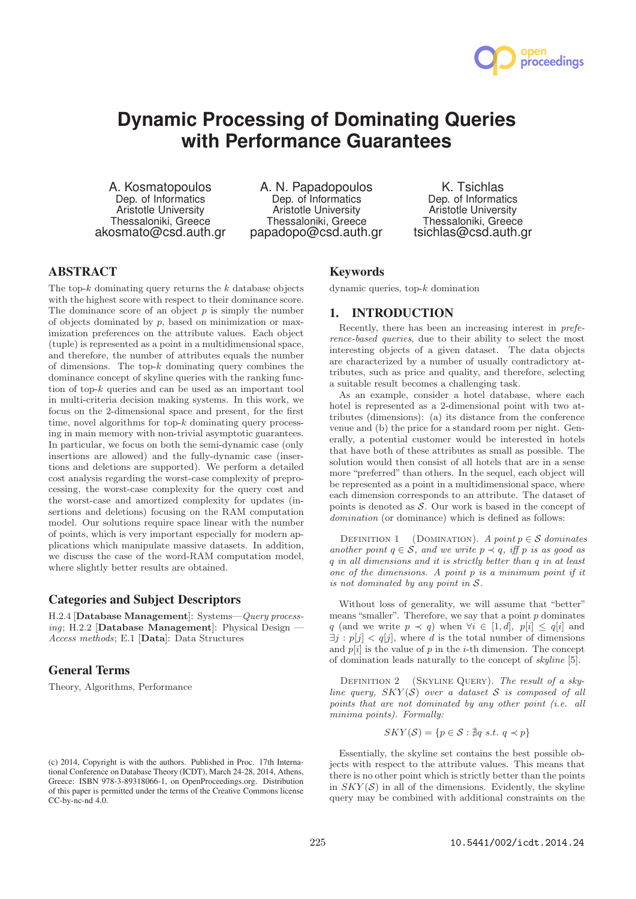# Dynamic Processing of Dominating Queries with Performance Guarantees

A. Kosmatopoulos
Dep. of Informatics
Aristotle University
Thessaloniki, Greece
akosmato@csd.auth.gr

A. N. Papadopoulos
Dep. of Informatics
Aristotle University
Thessaloniki, Greece
papadopo@csd.auth.gr

K. Tsichlas
Dep. of Informatics
Aristotle University
Thessaloniki, Greece
tsichlas@csd.auth.gr

## ABSTRACT

The top-$k$ dominating query returns the $k$ database objects with the highest score with respect to their dominance score. The dominance score of an object $p$ is simply the number of objects dominated by $p$, based on minimization or maximization preferences on the attribute values. Each object (tuple) is represented as a point in a multidimensional space, and therefore, the number of attributes equals the number of dimensions. The top-$k$ dominating query combines the dominance concept of skyline queries with the ranking function of top-$k$ queries and can be used as an important tool in multi-criteria decision making systems. In this work, we focus on the 2-dimensional space and present, for the first time, novel algorithms for top-$k$ dominating query processing in main memory with non-trivial asymptotic guarantees. In particular, we focus on both the semi-dynamic case (only insertions are allowed) and the fully-dynamic case (insertions and deletions are supported). We perform a detailed cost analysis regarding the worst-case complexity of preprocessing, the worst-case complexity for the query cost and the worst-case and amortized complexity for updates (insertions and deletions) focusing on the RAM computation model. Our solutions require space linear with the number of points, which is very important especially for modern applications which manipulate massive datasets. In addition, we discuss the case of the word-RAM computation model, where slightly better results are obtained.

### Categories and Subject Descriptors

H.2.4 [**Database Management**]: Systems—*Query processing*; H.2.2 [**Database Management**]: Physical Design — *Access methods*; E.1 [**Data**]: Data Structures

### General Terms

Theory, Algorithms, Performance

(c) 2014, Copyright is with the authors. Published in Proc. 17th International Conference on Database Theory (ICDT), March 24-28, 2014, Athens, Greece: ISBN 978-3-89318066-1, on OpenProceedings.org. Distribution of this paper is permitted under the terms of the Creative Commons license CC-by-nc-nd 4.0.

### Keywords

dynamic queries, top-$k$ domination

## 1. INTRODUCTION

Recently, there has been an increasing interest in *preference-based queries*, due to their ability to select the most interesting objects of a given dataset. The data objects are characterized by a number of usually contradictory attributes, such as price and quality, and therefore, selecting a suitable result becomes a challenging task.

As an example, consider a hotel database, where each hotel is represented as a 2-dimensional point with two attributes (dimensions): (a) its distance from the conference venue and (b) the price for a standard room per night. Generally, a potential customer would be interested in hotels that have both of these attributes as small as possible. The solution would then consist of all hotels that are in a sense more "preferred" than others. In the sequel, each object will be represented as a point in a multidimensional space, where each dimension corresponds to an attribute. The dataset of points is denoted as $\mathcal{S}$. Our work is based in the concept of *domination* (or dominance) which is defined as follows:

Definition 1 (Domination). *A point $p \in \mathcal{S}$ dominates another point $q \in \mathcal{S}$, and we write $p \prec q$, iff $p$ is as good as $q$ in all dimensions and it is strictly better than $q$ in at least one of the dimensions. A point $p$ is a minimum point if it is not dominated by any point in $\mathcal{S}$.*

Without loss of generality, we will assume that "better" means "smaller". Therefore, we say that a point $p$ dominates $q$ (and we write $p \prec q$) when $\forall i \in [1, d]$, $p[i] \leq q[i]$ and $\exists j : p[j] < q[j]$, where $d$ is the total number of dimensions and $p[i]$ is the value of $p$ in the $i$-th dimension. The concept of domination leads naturally to the concept of *skyline* [5].

Definition 2 (Skyline Query). *The result of a skyline query, $SKY(\mathcal{S})$ over a dataset $\mathcal{S}$ is composed of all points that are not dominated by any other point (i.e. all minima points). Formally:*

$$SKY(\mathcal{S}) = \{p \in \mathcal{S} : \nexists q \text{ s.t. } q \prec p\}$$

Essentially, the skyline set contains the best possible objects with respect to the attribute values. This means that there is no other point which is strictly better than the points in $SKY(\mathcal{S})$ in all of the dimensions. Evidently, the skyline query may be combined with additional constraints on the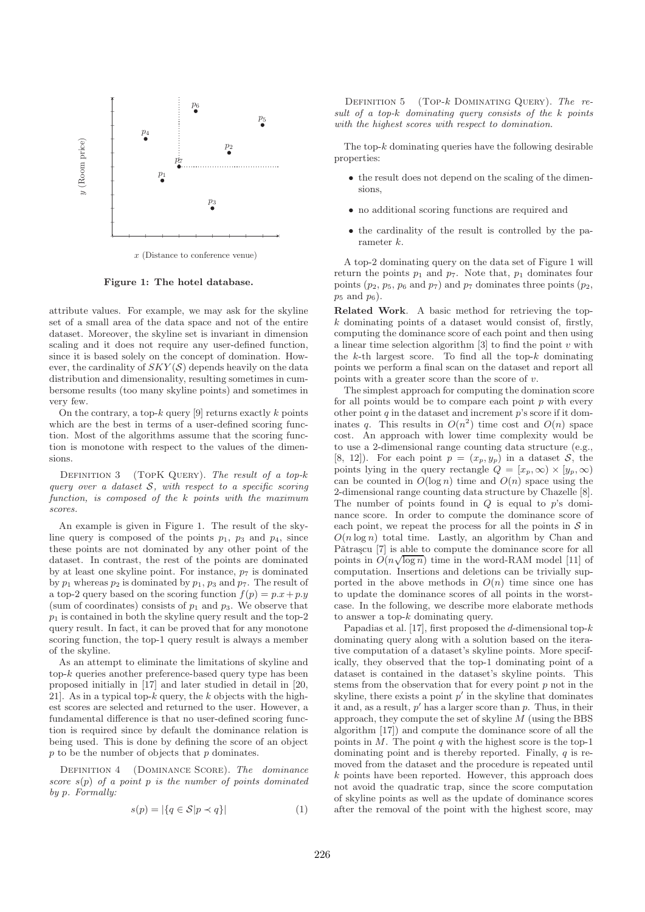Figure 1: The hotel database.

attribute values. For example, we may ask for the skyline set of a small area of the data space and not of the entire dataset. Moreover, the skyline set is invariant in dimension scaling and it does not require any user-defined function, since it is based solely on the concept of domination. However, the cardinality of $SKY(\mathcal{S})$ depends heavily on the data distribution and dimensionality, resulting sometimes in cumbersome results (too many skyline points) and sometimes in very few.

On the contrary, a top-$k$ query [9] returns exactly $k$ points which are the best in terms of a user-defined scoring function. Most of the algorithms assume that the scoring function is monotone with respect to the values of the dimensions.

DEFINITION 3 (TOPK QUERY). *The result of a top-$k$ query over a dataset $\mathcal{S}$, with respect to a specific scoring function, is composed of the $k$ points with the maximum scores.*

An example is given in Figure 1. The result of the skyline query is composed of the points $p_1$, $p_3$ and $p_4$, since these points are not dominated by any other point of the dataset. In contrast, the rest of the points are dominated by at least one skyline point. For instance, $p_7$ is dominated by $p_1$ whereas $p_2$ is dominated by $p_1$, $p_3$ and $p_7$. The result of a top-2 query based on the scoring function $f(p) = p.x + p.y$ (sum of coordinates) consists of $p_1$ and $p_3$. We observe that $p_1$ is contained in both the skyline query result and the top-2 query result. In fact, it can be proved that for any monotone scoring function, the top-1 query result is always a member of the skyline.

As an attempt to eliminate the limitations of skyline and top-$k$ queries another preference-based query type has been proposed initially in [17] and later studied in detail in [20, 21]. As in a typical top-$k$ query, the $k$ objects with the highest scores are selected and returned to the user. However, a fundamental difference is that no user-defined scoring function is required since by default the dominance relation is being used. This is done by defining the score of an object $p$ to be the number of objects that $p$ dominates.

DEFINITION 4 (DOMINANCE SCORE). *The dominance score $s(p)$ of a point $p$ is the number of points dominated by $p$. Formally:*

$$s(p) = |\{q \in \mathcal{S} | p \prec q\}| \tag{1}$$

DEFINITION 5 (TOP-$k$ DOMINATING QUERY). *The result of a top-$k$ dominating query consists of the $k$ points with the highest scores with respect to domination.*

The top-$k$ dominating queries have the following desirable properties:

- the result does not depend on the scaling of the dimensions,
- no additional scoring functions are required and
- the cardinality of the result is controlled by the parameter $k$.

A top-2 dominating query on the data set of Figure 1 will return the points $p_1$ and $p_7$. Note that, $p_1$ dominates four points ($p_2$, $p_5$, $p_6$ and $p_7$) and $p_7$ dominates three points ($p_2$, $p_5$ and $p_6$).

**Related Work**. A basic method for retrieving the top-$k$ dominating points of a dataset would consist of, firstly, computing the dominance score of each point and then using a linear time selection algorithm [3] to find the point $v$ with the $k$-th largest score. To find all the top-$k$ dominating points we perform a final scan on the dataset and report all points with a greater score than the score of $v$.

The simplest approach for computing the domination score for all points would be to compare each point $p$ with every other point $q$ in the dataset and increment $p$'s score if it dominates $q$. This results in $O(n^2)$ time cost and $O(n)$ space cost. An approach with lower time complexity would be to use a 2-dimensional range counting data structure (e.g., [8, 12]). For each point $p = (x_p, y_p)$ in a dataset $\mathcal{S}$, the points lying in the query rectangle $Q = [x_p, \infty) \times [y_p, \infty)$ can be counted in $O(\log n)$ time and $O(n)$ space using the 2-dimensional range counting data structure by Chazelle [8]. The number of points found in $Q$ is equal to $p$'s dominance score. In order to compute the dominance score of each point, we repeat the process for all the points in $\mathcal{S}$ in $O(n \log n)$ total time. Lastly, an algorithm by Chan and Pătraşcu [7] is able to compute the dominance score for all points in $O(n\sqrt{\log n})$ time in the word-RAM model [11] of computation. Insertions and deletions can be trivially supported in the above methods in $O(n)$ time since one has to update the dominance scores of all points in the worst-case. In the following, we describe more elaborate methods to answer a top-$k$ dominating query.

Papadias et al. [17], first proposed the $d$-dimensional top-$k$ dominating query along with a solution based on the iterative computation of a dataset's skyline points. More specifically, they observed that the top-1 dominating point of a dataset is contained in the dataset's skyline points. This stems from the observation that for every point $p$ not in the skyline, there exists a point $p'$ in the skyline that dominates it and, as a result, $p'$ has a larger score than $p$. Thus, in their approach, they compute the set of skyline $M$ (using the BBS algorithm [17]) and compute the dominance score of all the points in $M$. The point $q$ with the highest score is the top-1 dominating point and is thereby reported. Finally, $q$ is removed from the dataset and the procedure is repeated until $k$ points have been reported. However, this approach does not avoid the quadratic trap, since the score computation of skyline points as well as the update of dominance scores after the removal of the point with the highest score, may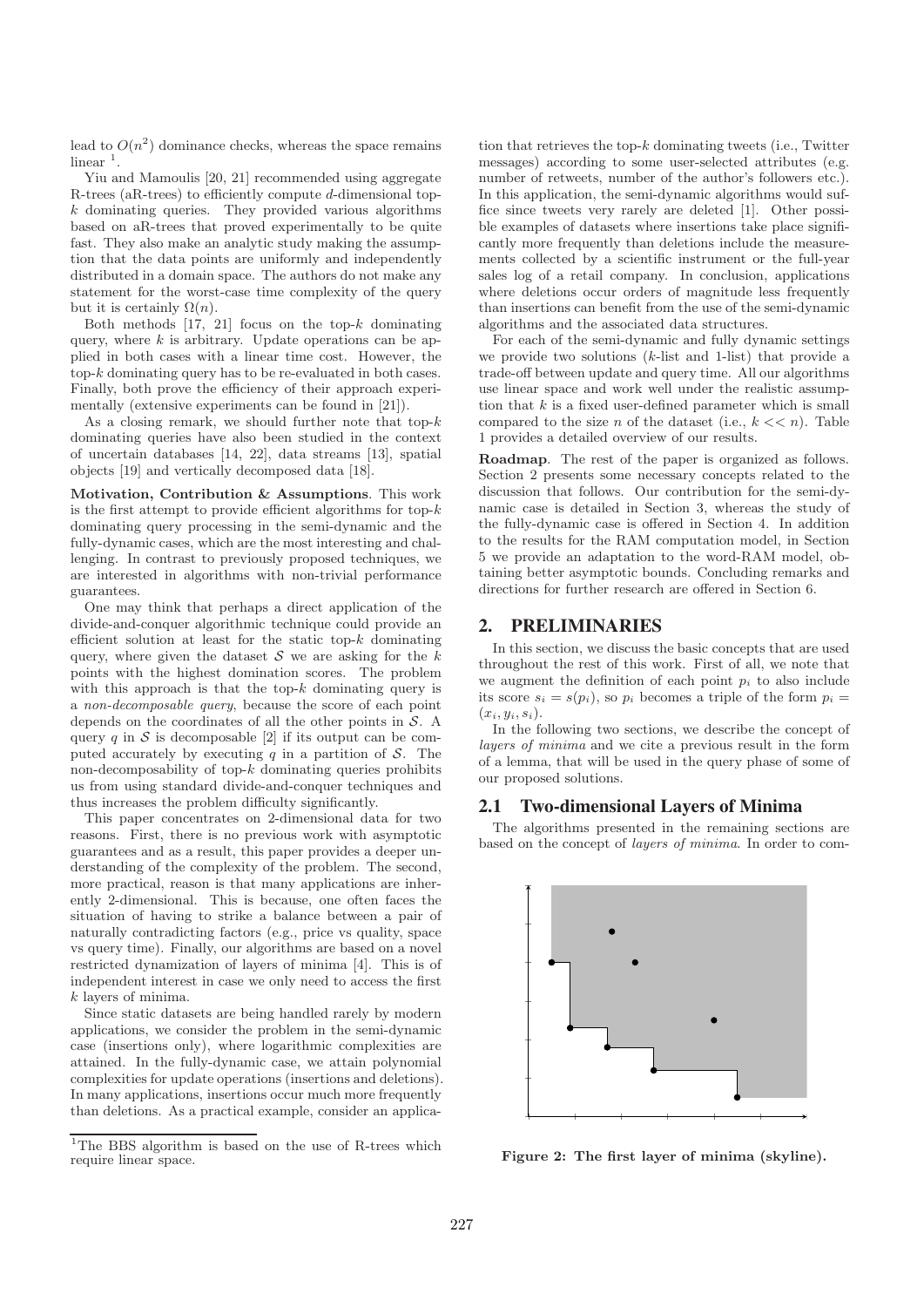lead to $O(n^2)$ dominance checks, whereas the space remains linear [1].

Yiu and Mamoulis [20, 21] recommended using aggregate R-trees (aR-trees) to efficiently compute $d$-dimensional top-$k$ dominating queries. They provided various algorithms based on aR-trees that proved experimentally to be quite fast. They also make an analytic study making the assumption that the data points are uniformly and independently distributed in a domain space. The authors do not make any statement for the worst-case time complexity of the query but it is certainly $\Omega(n)$.

Both methods [17, 21] focus on the top-$k$ dominating query, where $k$ is arbitrary. Update operations can be applied in both cases with a linear time cost. However, the top-$k$ dominating query has to be re-evaluated in both cases. Finally, both prove the efficiency of their approach experimentally (extensive experiments can be found in [21]).

As a closing remark, we should further note that top-$k$ dominating queries have also been studied in the context of uncertain databases [14, 22], data streams [13], spatial objects [19] and vertically decomposed data [18].

**Motivation, Contribution & Assumptions**. This work is the first attempt to provide efficient algorithms for top-$k$ dominating query processing in the semi-dynamic and the fully-dynamic cases, which are the most interesting and challenging. In contrast to previously proposed techniques, we are interested in algorithms with non-trivial performance guarantees.

One may think that perhaps a direct application of the divide-and-conquer algorithmic technique could provide an efficient solution at least for the static top-$k$ dominating query, where given the dataset $\mathcal{S}$ we are asking for the $k$ points with the highest domination scores. The problem with this approach is that the top-$k$ dominating query is a *non-decomposable query*, because the score of each point depends on the coordinates of all the other points in $\mathcal{S}$. A query $q$ in $\mathcal{S}$ is decomposable [2] if its output can be computed accurately by executing $q$ in a partition of $\mathcal{S}$. The non-decomposability of top-$k$ dominating queries prohibits us from using standard divide-and-conquer techniques and thus increases the problem difficulty significantly.

This paper concentrates on 2-dimensional data for two reasons. First, there is no previous work with asymptotic guarantees and as a result, this paper provides a deeper understanding of the complexity of the problem. The second, more practical, reason is that many applications are inherently 2-dimensional. This is because, one often faces the situation of having to strike a balance between a pair of naturally contradicting factors (e.g., price vs quality, space vs query time). Finally, our algorithms are based on a novel restricted dynamization of layers of minima [4]. This is of independent interest in case we only need to access the first $k$ layers of minima.

Since static datasets are being handled rarely by modern applications, we consider the problem in the semi-dynamic case (insertions only), where logarithmic complexities are attained. In the fully-dynamic case, we attain polynomial complexities for update operations (insertions and deletions). In many applications, insertions occur much more frequently than deletions. As a practical example, consider an application that retrieves the top-$k$ dominating tweets (i.e., Twitter messages) according to some user-selected attributes (e.g. number of retweets, number of the author's followers etc.). In this application, the semi-dynamic algorithms would suffice since tweets very rarely are deleted [1]. Other possible examples of datasets where insertions take place significantly more frequently than deletions include the measurements collected by a scientific instrument or the full-year sales log of a retail company. In conclusion, applications where deletions occur orders of magnitude less frequently than insertions can benefit from the use of the semi-dynamic algorithms and the associated data structures.

For each of the semi-dynamic and fully dynamic settings we provide two solutions ($k$-list and 1-list) that provide a trade-off between update and query time. All our algorithms use linear space and work well under the realistic assumption that $k$ is a fixed user-defined parameter which is small compared to the size $n$ of the dataset (i.e., $k << n$). Table 1 provides a detailed overview of our results.

**Roadmap**. The rest of the paper is organized as follows. Section 2 presents some necessary concepts related to the discussion that follows. Our contribution for the semi-dynamic case is detailed in Section 3, whereas the study of the fully-dynamic case is offered in Section 4. In addition to the results for the RAM computation model, in Section 5 we provide an adaptation to the word-RAM model, obtaining better asymptotic bounds. Concluding remarks and directions for further research are offered in Section 6.

## 2. PRELIMINARIES

In this section, we discuss the basic concepts that are used throughout the rest of this work. First of all, we note that we augment the definition of each point $p_i$ to also include its score $s_i = s(p_i)$, so $p_i$ becomes a triple of the form $p_i = (x_i, y_i, s_i)$.

In the following two sections, we describe the concept of *layers of minima* and we cite a previous result in the form of a lemma, that will be used in the query phase of some of our proposed solutions.

### 2.1 Two-dimensional Layers of Minima

The algorithms presented in the remaining sections are based on the concept of *layers of minima*. In order to com-

**Figure 2: The first layer of minima (skyline).**

[1] The BBS algorithm is based on the use of R-trees which require linear space.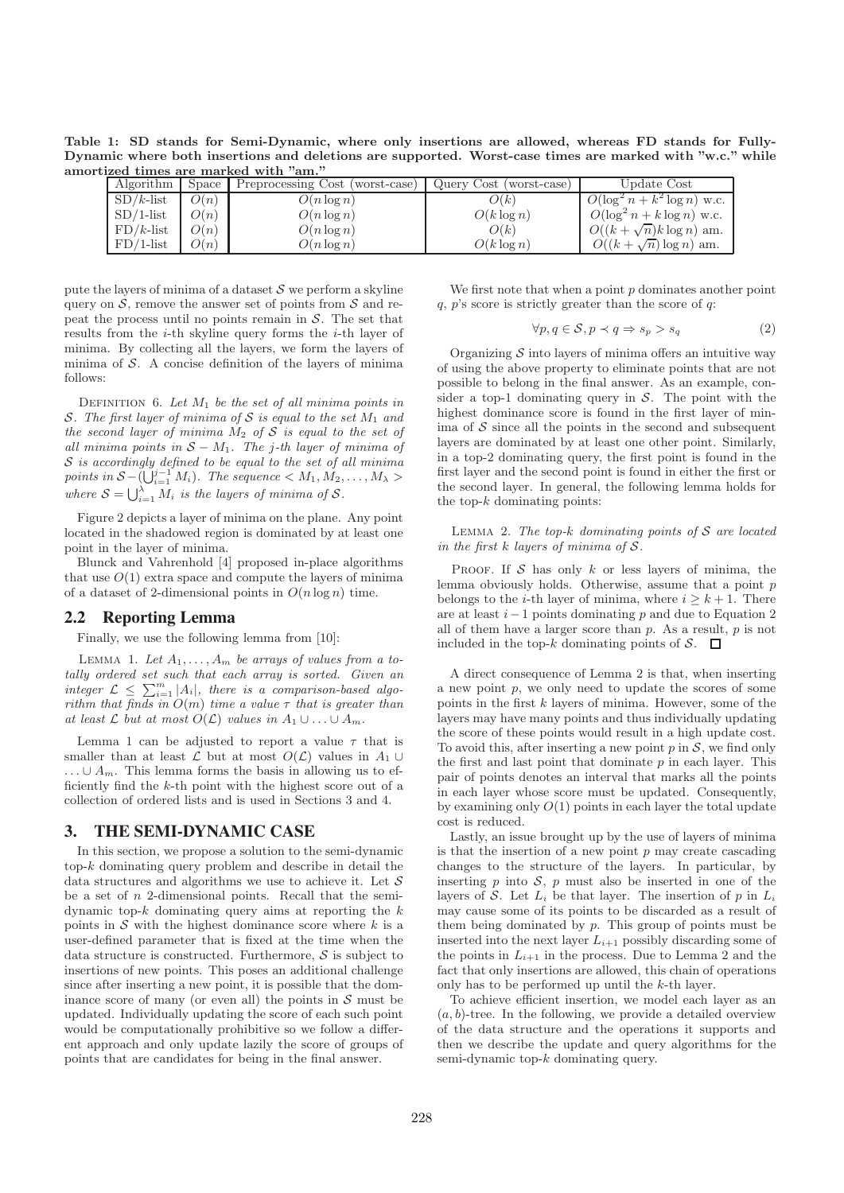**Table 1: SD stands for Semi-Dynamic, where only insertions are allowed, whereas FD stands for Fully-Dynamic where both insertions and deletions are supported. Worst-case times are marked with "w.c." while amortized times are marked with "am."**

| Algorithm | Space | Preprocessing Cost (worst-case) | Query Cost (worst-case) | Update Cost |
|---|---|---|---|---|
| SD/$k$-list | $O(n)$ | $O(n \log n)$ | $O(k)$ | $O(\log^2 n + k^2 \log n)$ w.c. |
| SD/1-list | $O(n)$ | $O(n \log n)$ | $O(k \log n)$ | $O(\log^2 n + k \log n)$ w.c. |
| FD/$k$-list | $O(n)$ | $O(n \log n)$ | $O(k)$ | $O((k + \sqrt{n})k \log n)$ am. |
| FD/1-list | $O(n)$ | $O(n \log n)$ | $O(k \log n)$ | $O((k + \sqrt{n}) \log n)$ am. |

pute the layers of minima of a dataset $\mathcal{S}$ we perform a skyline query on $\mathcal{S}$, remove the answer set of points from $\mathcal{S}$ and repeat the process until no points remain in $\mathcal{S}$. The set that results from the $i$-th skyline query forms the $i$-th layer of minima. By collecting all the layers, we form the layers of minima of $\mathcal{S}$. A concise definition of the layers of minima follows:

Definition 6. *Let $M_1$ be the set of all minima points in $\mathcal{S}$. The first layer of minima of $\mathcal{S}$ is equal to the set $M_1$ and the second layer of minima $M_2$ of $\mathcal{S}$ is equal to the set of all minima points in $\mathcal{S} - M_1$. The $j$-th layer of minima of $\mathcal{S}$ is accordingly defined to be equal to the set of all minima points in $\mathcal{S} - (\bigcup_{i=1}^{j-1} M_i)$. The sequence $< M_1, M_2, \ldots, M_\lambda >$ where $\mathcal{S} = \bigcup_{i=1}^{\lambda} M_i$ is the layers of minima of $\mathcal{S}$.*

Figure 2 depicts a layer of minima on the plane. Any point located in the shadowed region is dominated by at least one point in the layer of minima.

Blunck and Vahrenhold [4] proposed in-place algorithms that use $O(1)$ extra space and compute the layers of minima of a dataset of 2-dimensional points in $O(n \log n)$ time.

## 2.2 Reporting Lemma

Finally, we use the following lemma from [10]:

Lemma 1. *Let $A_1, \ldots, A_m$ be arrays of values from a totally ordered set such that each array is sorted. Given an integer $\mathcal{L} \leq \sum_{i=1}^{m} |A_i|$, there is a comparison-based algorithm that finds in $O(m)$ time a value $\tau$ that is greater than at least $\mathcal{L}$ but at most $O(\mathcal{L})$ values in $A_1 \cup \ldots \cup A_m$.*

Lemma 1 can be adjusted to report a value $\tau$ that is smaller than at least $\mathcal{L}$ but at most $O(\mathcal{L})$ values in $A_1 \cup \ldots \cup A_m$. This lemma forms the basis in allowing us to efficiently find the $k$-th point with the highest score out of a collection of ordered lists and is used in Sections 3 and 4.

# 3. THE SEMI-DYNAMIC CASE

In this section, we propose a solution to the semi-dynamic top-$k$ dominating query problem and describe in detail the data structures and algorithms we use to achieve it. Let $\mathcal{S}$ be a set of $n$ 2-dimensional points. Recall that the semi-dynamic top-$k$ dominating query aims at reporting the $k$ points in $\mathcal{S}$ with the highest dominance score where $k$ is a user-defined parameter that is fixed at the time when the data structure is constructed. Furthermore, $\mathcal{S}$ is subject to insertions of new points. This poses an additional challenge since after inserting a new point, it is possible that the dominance score of many (or even all) the points in $\mathcal{S}$ must be updated. Individually updating the score of each such point would be computationally prohibitive so we follow a different approach and only update lazily the score of groups of points that are candidates for being in the final answer.

We first note that when a point $p$ dominates another point $q$, $p$'s score is strictly greater than the score of $q$:

$$\forall p, q \in \mathcal{S}, p \prec q \Rightarrow s_p > s_q \tag{2}$$

Organizing $\mathcal{S}$ into layers of minima offers an intuitive way of using the above property to eliminate points that are not possible to belong in the final answer. As an example, consider a top-1 dominating query in $\mathcal{S}$. The point with the highest dominance score is found in the first layer of minima of $\mathcal{S}$ since all the points in the second and subsequent layers are dominated by at least one other point. Similarly, in a top-2 dominating query, the first point is found in the first layer and the second point is found in either the first or the second layer. In general, the following lemma holds for the top-$k$ dominating points:

Lemma 2. *The top-$k$ dominating points of $\mathcal{S}$ are located in the first $k$ layers of minima of $\mathcal{S}$.*

Proof. If $\mathcal{S}$ has only $k$ or less layers of minima, the lemma obviously holds. Otherwise, assume that a point $p$ belongs to the $i$-th layer of minima, where $i \geq k+1$. There are at least $i-1$ points dominating $p$ and due to Equation 2 all of them have a larger score than $p$. As a result, $p$ is not included in the top-$k$ dominating points of $\mathcal{S}$. $\square$

A direct consequence of Lemma 2 is that, when inserting a new point $p$, we only need to update the scores of some points in the first $k$ layers of minima. However, some of the layers may have many points and thus individually updating the score of these points would result in a high update cost. To avoid this, after inserting a new point $p$ in $\mathcal{S}$, we find only the first and last point that dominate $p$ in each layer. This pair of points denotes an interval that marks all the points in each layer whose score must be updated. Consequently, by examining only $O(1)$ points in each layer the total update cost is reduced.

Lastly, an issue brought up by the use of layers of minima is that the insertion of a new point $p$ may create cascading changes to the structure of the layers. In particular, by inserting $p$ into $\mathcal{S}$, $p$ must also be inserted in one of the layers of $\mathcal{S}$. Let $L_i$ be that layer. The insertion of $p$ in $L_i$ may cause some of its points to be discarded as a result of them being dominated by $p$. This group of points must be inserted into the next layer $L_{i+1}$ possibly discarding some of the points in $L_{i+1}$ in the process. Due to Lemma 2 and the fact that only insertions are allowed, this chain of operations only has to be performed up until the $k$-th layer.

To achieve efficient insertion, we model each layer as an $(a, b)$-tree. In the following, we provide a detailed overview of the data structure and the operations it supports and then we describe the update and query algorithms for the semi-dynamic top-$k$ dominating query.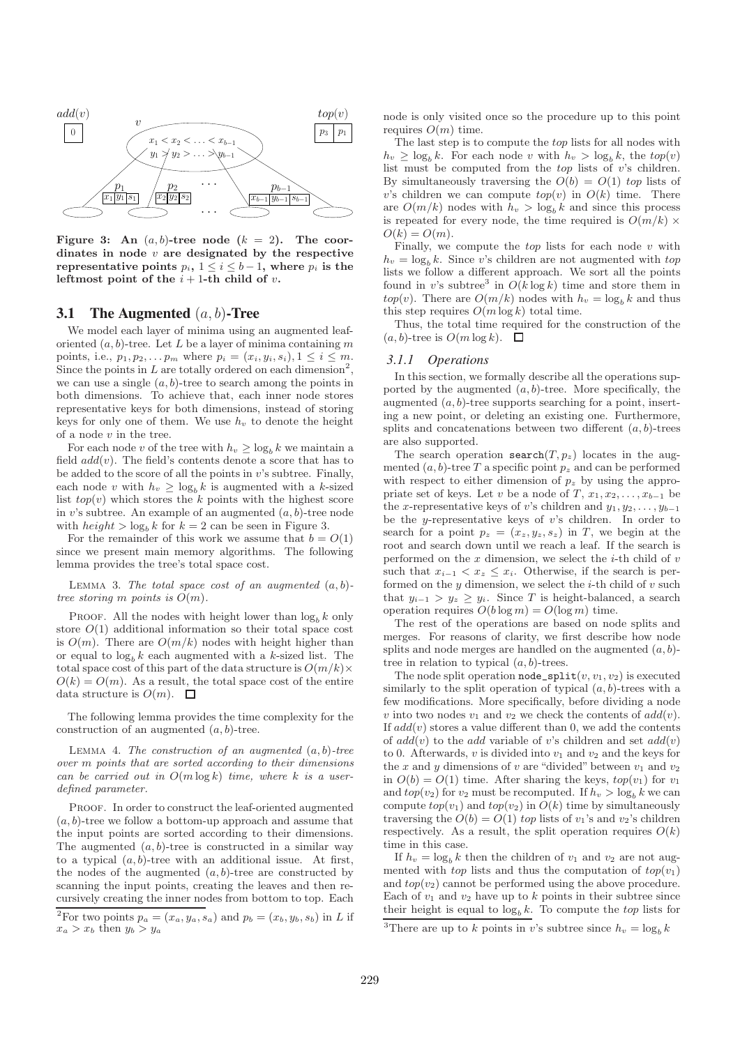Figure 3: An $(a, b)$-tree node ($k = 2$). The coordinates in node $v$ are designated by the respective representative points $p_i$, $1 \leq i \leq b-1$, where $p_i$ is the leftmost point of the $i+1$-th child of $v$.

## 3.1 The Augmented $(a, b)$-Tree

We model each layer of minima using an augmented leaf-oriented $(a, b)$-tree. Let $L$ be a layer of minima containing $m$ points, i.e., $p_1, p_2, \ldots p_m$ where $p_i = (x_i, y_i, s_i), 1 \leq i \leq m$. Since the points in $L$ are totally ordered on each dimension[2], we can use a single $(a, b)$-tree to search among the points in both dimensions. To achieve that, each inner node stores representative keys for both dimensions, instead of storing keys for only one of them. We use $h_v$ to denote the height of a node $v$ in the tree.

For each node $v$ of the tree with $h_v \geq \log_b k$ we maintain a field $add(v)$. The field's contents denote a score that has to be added to the score of all the points in $v$'s subtree. Finally, each node $v$ with $h_v \geq \log_b k$ is augmented with a $k$-sized list $top(v)$ which stores the $k$ points with the highest score in $v$'s subtree. An example of an augmented $(a, b)$-tree node with $height > \log_b k$ for $k = 2$ can be seen in Figure 3.

For the remainder of this work we assume that $b = O(1)$ since we present main memory algorithms. The following lemma provides the tree's total space cost.

LEMMA 3. *The total space cost of an augmented $(a, b)$-tree storing $m$ points is $O(m)$.*

PROOF. All the nodes with height lower than $\log_b k$ only store $O(1)$ additional information so their total space cost is $O(m)$. There are $O(m/k)$ nodes with height higher than or equal to $\log_b k$ each augmented with a $k$-sized list. The total space cost of this part of the data structure is $O(m/k) \times O(k) = O(m)$. As a result, the total space cost of the entire data structure is $O(m)$. □

The following lemma provides the time complexity for the construction of an augmented $(a, b)$-tree.

LEMMA 4. *The construction of an augmented $(a, b)$-tree over $m$ points that are sorted according to their dimensions can be carried out in $O(m \log k)$ time, where $k$ is a user-defined parameter.*

PROOF. In order to construct the leaf-oriented augmented $(a, b)$-tree we follow a bottom-up approach and assume that the input points are sorted according to their dimensions. The augmented $(a, b)$-tree is constructed in a similar way to a typical $(a, b)$-tree with an additional issue. At first, the nodes of the augmented $(a, b)$-tree are constructed by scanning the input points, creating the leaves and then recursively creating the inner nodes from bottom to top. Each node is only visited once so the procedure up to this point requires $O(m)$ time.

The last step is to compute the *top* lists for all nodes with $h_v \geq \log_b k$. For each node $v$ with $h_v > \log_b k$, the $top(v)$ list must be computed from the *top* lists of $v$'s children. By simultaneously traversing the $O(b) = O(1)$ *top* lists of $v$'s children we can compute $top(v)$ in $O(k)$ time. There are $O(m/k)$ nodes with $h_v > \log_b k$ and since this process is repeated for every node, the time required is $O(m/k) \times O(k) = O(m)$.

Finally, we compute the *top* lists for each node $v$ with $h_v = \log_b k$. Since $v$'s children are not augmented with *top* lists we follow a different approach. We sort all the points found in $v$'s subtree[3] in $O(k \log k)$ time and store them in $top(v)$. There are $O(m/k)$ nodes with $h_v = \log_b k$ and thus this step requires $O(m \log k)$ total time.

Thus, the total time required for the construction of the $(a, b)$-tree is $O(m \log k)$. □

### 3.1.1 Operations

In this section, we formally describe all the operations supported by the augmented $(a, b)$-tree. More specifically, the augmented $(a, b)$-tree supports searching for a point, inserting a new point, or deleting an existing one. Furthermore, splits and concatenations between two different $(a, b)$-trees are also supported.

The search operation `search`$(T, p_z)$ locates in the augmented $(a, b)$-tree $T$ a specific point $p_z$ and can be performed with respect to either dimension of $p_z$ by using the appropriate set of keys. Let $v$ be a node of $T$, $x_1, x_2, \ldots, x_{b-1}$ be the $x$-representative keys of $v$'s children and $y_1, y_2, \ldots, y_{b-1}$ be the $y$-representative keys of $v$'s children. In order to search for a point $p_z = (x_z, y_z, s_z)$ in $T$, we begin at the root and search down until we reach a leaf. If the search is performed on the $x$ dimension, we select the $i$-th child of $v$ such that $x_{i-1} < x_z \leq x_i$. Otherwise, if the search is performed on the $y$ dimension, we select the $i$-th child of $v$ such that $y_{i-1} > y_z \geq y_i$. Since $T$ is height-balanced, a search operation requires $O(b \log m) = O(\log m)$ time.

The rest of the operations are based on node splits and merges. For reasons of clarity, we first describe how node splits and node merges are handled on the augmented $(a, b)$-tree in relation to typical $(a, b)$-trees.

The node split operation `node_split`$(v, v_1, v_2)$ is executed similarly to the split operation of typical $(a, b)$-trees with a few modifications. More specifically, before dividing a node $v$ into two nodes $v_1$ and $v_2$ we check the contents of $add(v)$. If $add(v)$ stores a value different than 0, we add the contents of $add(v)$ to the *add* variable of $v$'s children and set $add(v)$ to 0. Afterwards, $v$ is divided into $v_1$ and $v_2$ and the keys for the $x$ and $y$ dimensions of $v$ are "divided" between $v_1$ and $v_2$ in $O(b) = O(1)$ time. After sharing the keys, $top(v_1)$ for $v_1$ and $top(v_2)$ for $v_2$ must be recomputed. If $h_v > \log_b k$ we can compute $top(v_1)$ and $top(v_2)$ in $O(k)$ time by simultaneously traversing the $O(b) = O(1)$ *top* lists of $v_1$'s and $v_2$'s children respectively. As a result, the split operation requires $O(k)$ time in this case.

If $h_v = \log_b k$ then the children of $v_1$ and $v_2$ are not augmented with *top* lists and thus the computation of $top(v_1)$ and $top(v_2)$ cannot be performed using the above procedure. Each of $v_1$ and $v_2$ have up to $k$ points in their subtree since their height is equal to $\log_b k$. To compute the *top* lists for

[2] For two points $p_a = (x_a, y_a, s_a)$ and $p_b = (x_b, y_b, s_b)$ in $L$ if $x_a > x_b$ then $y_b > y_a$

[3] There are up to $k$ points in $v$'s subtree since $h_v = \log_b k$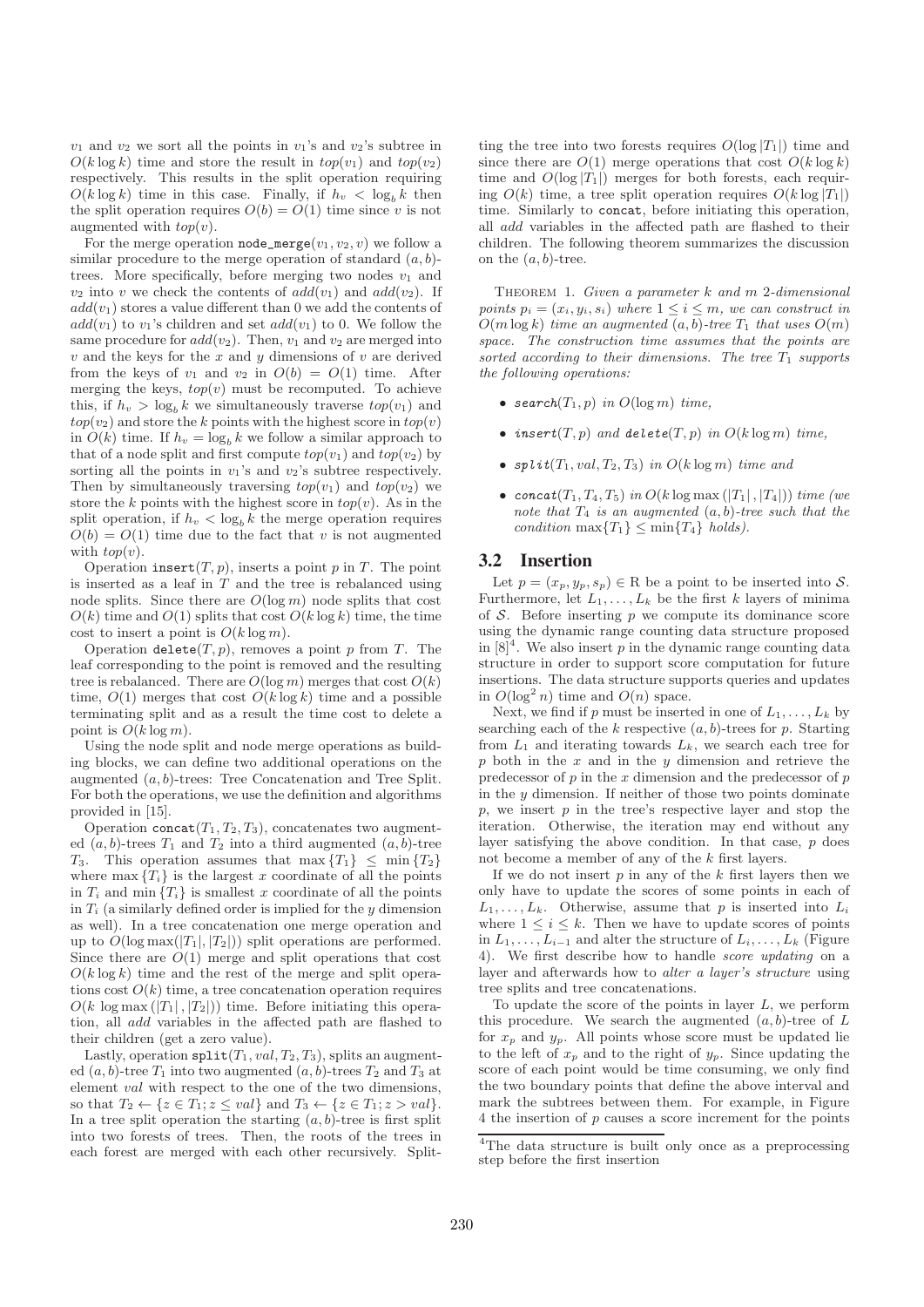$v_1$ and $v_2$ we sort all the points in $v_1$'s and $v_2$'s subtree in $O(k \log k)$ time and store the result in $top(v_1)$ and $top(v_2)$ respectively. This results in the split operation requiring $O(k \log k)$ time in this case. Finally, if $h_v < \log_b k$ then the split operation requires $O(b) = O(1)$ time since $v$ is not augmented with $top(v)$.

For the merge operation node_merge$(v_1, v_2, v)$ we follow a similar procedure to the merge operation of standard $(a, b)$-trees. More specifically, before merging two nodes $v_1$ and $v_2$ into $v$ we check the contents of $add(v_1)$ and $add(v_2)$. If $add(v_1)$ stores a value different than 0 we add the contents of $add(v_1)$ to $v_1$'s children and set $add(v_1)$ to 0. We follow the same procedure for $add(v_2)$. Then, $v_1$ and $v_2$ are merged into $v$ and the keys for the $x$ and $y$ dimensions of $v$ are derived from the keys of $v_1$ and $v_2$ in $O(b) = O(1)$ time. After merging the keys, $top(v)$ must be recomputed. To achieve this, if $h_v > \log_b k$ we simultaneously traverse $top(v_1)$ and $top(v_2)$ and store the $k$ points with the highest score in $top(v)$ in $O(k)$ time. If $h_v = \log_b k$ we follow a similar approach to that of a node split and first compute $top(v_1)$ and $top(v_2)$ by sorting all the points in $v_1$'s and $v_2$'s subtree respectively. Then by simultaneously traversing $top(v_1)$ and $top(v_2)$ we store the $k$ points with the highest score in $top(v)$. As in the split operation, if $h_v < \log_b k$ the merge operation requires $O(b) = O(1)$ time due to the fact that $v$ is not augmented with $top(v)$.

Operation insert$(T, p)$, inserts a point $p$ in $T$. The point is inserted as a leaf in $T$ and the tree is rebalanced using node splits. Since there are $O(\log m)$ node splits that cost $O(k)$ time and $O(1)$ splits that cost $O(k \log k)$ time, the time cost to insert a point is $O(k \log m)$.

Operation delete$(T, p)$, removes a point $p$ from $T$. The leaf corresponding to the point is removed and the resulting tree is rebalanced. There are $O(\log m)$ merges that cost $O(k)$ time, $O(1)$ merges that cost $O(k \log k)$ time and a possible terminating split and as a result the time cost to delete a point is $O(k \log m)$.

Using the node split and node merge operations as building blocks, we can define two additional operations on the augmented $(a, b)$-trees: Tree Concatenation and Tree Split. For both the operations, we use the definition and algorithms provided in [15].

Operation concat$(T_1, T_2, T_3)$, concatenates two augmented $(a, b)$-trees $T_1$ and $T_2$ into a third augmented $(a, b)$-tree $T_3$. This operation assumes that $\max\{T_1\} \leq \min\{T_2\}$ where $\max\{T_i\}$ is the largest $x$ coordinate of all the points in $T_i$ and $\min\{T_i\}$ is smallest $x$ coordinate of all the points in $T_i$ (a similarly defined order is implied for the $y$ dimension as well). In a tree concatenation one merge operation and up to $O(\log \max(|T_1|, |T_2|))$ split operations are performed. Since there are $O(1)$ merge and split operations that cost $O(k \log k)$ time and the rest of the merge and split operations cost $O(k)$ time, a tree concatenation operation requires $O(k \log \max(|T_1|, |T_2|))$ time. Before initiating this operation, all *add* variables in the affected path are flashed to their children (get a zero value).

Lastly, operation split$(T_1, val, T_2, T_3)$, splits an augmented $(a, b)$-tree $T_1$ into two augmented $(a, b)$-trees $T_2$ and $T_3$ at element $val$ with respect to the one of the two dimensions, so that $T_2 \leftarrow \{z \in T_1; z \leq val\}$ and $T_3 \leftarrow \{z \in T_1; z > val\}$. In a tree split operation the starting $(a, b)$-tree is first split into two forests of trees. Then, the roots of the trees in each forest are merged with each other recursively. Splitting the tree into two forests requires $O(\log |T_1|)$ time and since there are $O(1)$ merge operations that cost $O(k \log k)$ time and $O(\log |T_1|)$ merges for both forests, each requiring $O(k)$ time, a tree split operation requires $O(k \log |T_1|)$ time. Similarly to concat, before initiating this operation, all *add* variables in the affected path are flashed to their children. The following theorem summarizes the discussion on the $(a, b)$-tree.

THEOREM 1. *Given a parameter $k$ and $m$ 2-dimensional points $p_i = (x_i, y_i, s_i)$ where $1 \leq i \leq m$, we can construct in $O(m \log k)$ time an augmented $(a, b)$-tree $T_1$ that uses $O(m)$ space. The construction time assumes that the points are sorted according to their dimensions. The tree $T_1$ supports the following operations:*

- *search$(T_1, p)$ in $O(\log m)$ time,*
- *insert$(T, p)$ and delete$(T, p)$ in $O(k \log m)$ time,*
- *split$(T_1, val, T_2, T_3)$ in $O(k \log m)$ time and*
- *concat$(T_1, T_4, T_5)$ in $O(k \log \max(|T_1|, |T_4|))$ time (we note that $T_4$ is an augmented $(a, b)$-tree such that the condition $\max\{T_1\} \leq \min\{T_4\}$ holds).*

## 3.2 Insertion

Let $p = (x_p, y_p, s_p) \in \mathrm{R}$ be a point to be inserted into $\mathcal{S}$. Furthermore, let $L_1, \ldots, L_k$ be the first $k$ layers of minima of $\mathcal{S}$. Before inserting $p$ we compute its dominance score using the dynamic range counting data structure proposed in [8][4]. We also insert $p$ in the dynamic range counting data structure in order to support score computation for future insertions. The data structure supports queries and updates in $O(\log^2 n)$ time and $O(n)$ space.

Next, we find if $p$ must be inserted in one of $L_1, \ldots, L_k$ by searching each of the $k$ respective $(a, b)$-trees for $p$. Starting from $L_1$ and iterating towards $L_k$, we search each tree for $p$ both in the $x$ and in the $y$ dimension and retrieve the predecessor of $p$ in the $x$ dimension and the predecessor of $p$ in the $y$ dimension. If neither of those two points dominate $p$, we insert $p$ in the tree's respective layer and stop the iteration. Otherwise, the iteration may end without any layer satisfying the above condition. In that case, $p$ does not become a member of any of the $k$ first layers.

If we do not insert $p$ in any of the $k$ first layers then we only have to update the scores of some points in each of $L_1, \ldots, L_k$. Otherwise, assume that $p$ is inserted into $L_i$ where $1 \leq i \leq k$. Then we have to update scores of points in $L_1, \ldots, L_{i-1}$ and alter the structure of $L_i, \ldots, L_k$ (Figure 4). We first describe how to handle *score updating* on a layer and afterwards how to *alter a layer's structure* using tree splits and tree concatenations.

To update the score of the points in layer $L$, we perform this procedure. We search the augmented $(a, b)$-tree of $L$ for $x_p$ and $y_p$. All points whose score must be updated lie to the left of $x_p$ and to the right of $y_p$. Since updating the score of each point would be time consuming, we only find the two boundary points that define the above interval and mark the subtrees between them. For example, in Figure 4 the insertion of $p$ causes a score increment for the points

[4]The data structure is built only once as a preprocessing step before the first insertion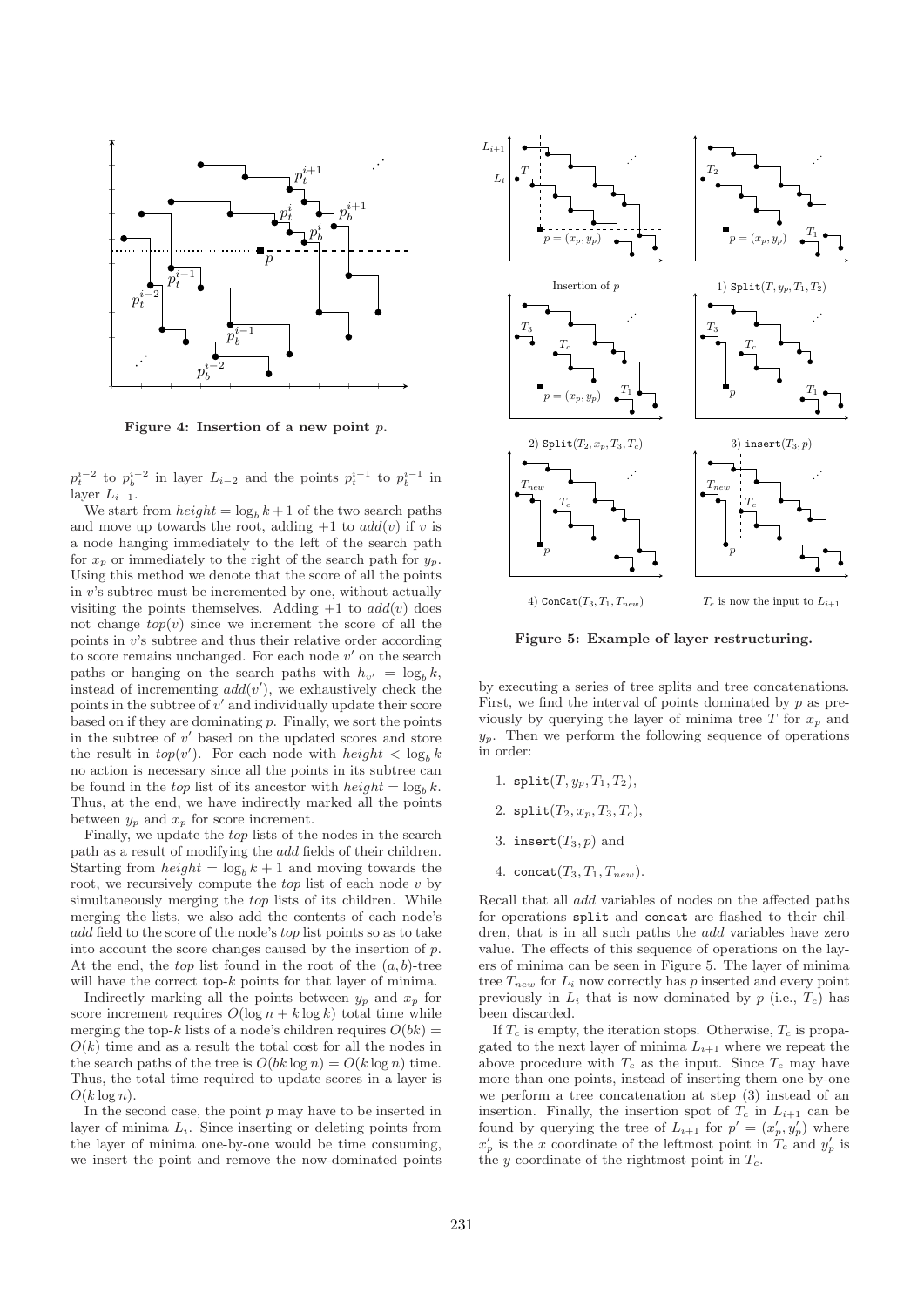**Figure 4: Insertion of a new point $p$.**

$p_t^{i-2}$ to $p_b^{i-2}$ in layer $L_{i-2}$ and the points $p_t^{i-1}$ to $p_b^{i-1}$ in layer $L_{i-1}$.

We start from $height = \log_b k + 1$ of the two search paths and move up towards the root, adding $+1$ to $add(v)$ if $v$ is a node hanging immediately to the left of the search path for $x_p$ or immediately to the right of the search path for $y_p$. Using this method we denote that the score of all the points in $v$'s subtree must be incremented by one, without actually visiting the points themselves. Adding $+1$ to $add(v)$ does not change $top(v)$ since we increment the score of all the points in $v$'s subtree and thus their relative order according to score remains unchanged. For each node $v'$ on the search paths or hanging on the search paths with $h_{v'} = \log_b k$, instead of incrementing $add(v')$, we exhaustively check the points in the subtree of $v'$ and individually update their score based on if they are dominating $p$. Finally, we sort the points in the subtree of $v'$ based on the updated scores and store the result in $top(v')$. For each node with $height < \log_b k$ no action is necessary since all the points in its subtree can be found in the $top$ list of its ancestor with $height = \log_b k$. Thus, at the end, we have indirectly marked all the points between $y_p$ and $x_p$ for score increment.

Finally, we update the $top$ lists of the nodes in the search path as a result of modifying the $add$ fields of their children. Starting from $height = \log_b k + 1$ and moving towards the root, we recursively compute the $top$ list of each node $v$ by simultaneously merging the $top$ lists of its children. While merging the lists, we also add the contents of each node's $add$ field to the score of the node's $top$ list points so as to take into account the score changes caused by the insertion of $p$. At the end, the $top$ list found in the root of the $(a, b)$-tree will have the correct top-$k$ points for that layer of minima.

Indirectly marking all the points between $y_p$ and $x_p$ for score increment requires $O(\log n + k \log k)$ total time while merging the top-$k$ lists of a node's children requires $O(bk) = O(k)$ time and as a result the total cost for all the nodes in the search paths of the tree is $O(bk \log n) = O(k \log n)$ time. Thus, the total time required to update scores in a layer is $O(k \log n)$.

In the second case, the point $p$ may have to be inserted in layer of minima $L_i$. Since inserting or deleting points from the layer of minima one-by-one would be time consuming, we insert the point and remove the now-dominated points by executing a series of tree splits and tree concatenations. First, we find the interval of points dominated by $p$ as previously by querying the layer of minima tree $T$ for $x_p$ and $y_p$. Then we perform the following sequence of operations in order:

1. `split`$(T, y_p, T_1, T_2)$,
2. `split`$(T_2, x_p, T_3, T_c)$,
3. `insert`$(T_3, p)$ and
4. `concat`$(T_3, T_1, T_{new})$.

Recall that all $add$ variables of nodes on the affected paths for operations `split` and `concat` are flashed to their children, that is in all such paths the $add$ variables have zero value. The effects of this sequence of operations on the layers of minima can be seen in Figure 5. The layer of minima tree $T_{new}$ for $L_i$ now correctly has $p$ inserted and every point previously in $L_i$ that is now dominated by $p$ (i.e., $T_c$) has been discarded.

**Figure 5: Example of layer restructuring.**

If $T_c$ is empty, the iteration stops. Otherwise, $T_c$ is propagated to the next layer of minima $L_{i+1}$ where we repeat the above procedure with $T_c$ as the input. Since $T_c$ may have more than one points, instead of inserting them one-by-one we perform a tree concatenation at step (3) instead of an insertion. Finally, the insertion spot of $T_c$ in $L_{i+1}$ can be found by querying the tree of $L_{i+1}$ for $p' = (x'_p, y'_p)$ where $x'_p$ is the $x$ coordinate of the leftmost point in $T_c$ and $y'_p$ is the $y$ coordinate of the rightmost point in $T_c$.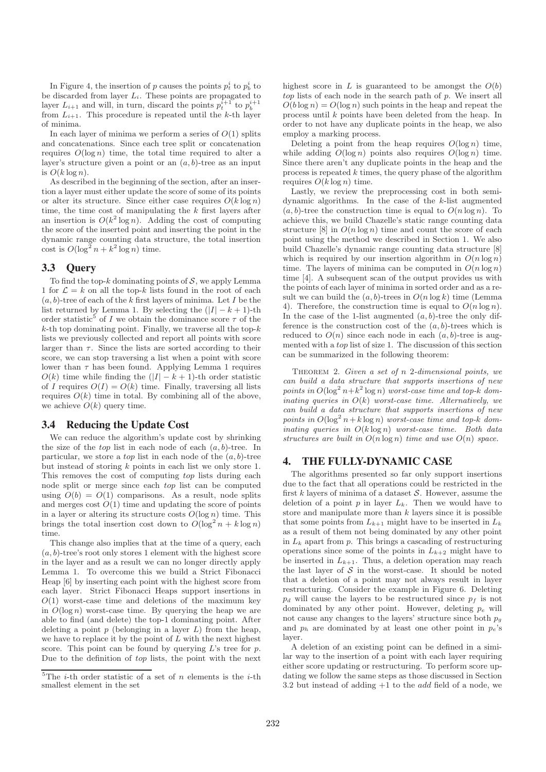In Figure 4, the insertion of $p$ causes the points $p_t^i$ to $p_b^i$ to be discarded from layer $L_i$. These points are propagated to layer $L_{i+1}$ and will, in turn, discard the points $p_t^{i+1}$ to $p_b^{i+1}$ from $L_{i+1}$. This procedure is repeated until the $k$-th layer of minima.

In each layer of minima we perform a series of $O(1)$ splits and concatenations. Since each tree split or concatenation requires $O(\log n)$ time, the total time required to alter a layer's structure given a point or an $(a, b)$-tree as an input is $O(k \log n)$.

As described in the beginning of the section, after an insertion a layer must either update the score of some of its points or alter its structure. Since either case requires $O(k \log n)$ time, the time cost of manipulating the $k$ first layers after an insertion is $O(k^2 \log n)$. Adding the cost of computing the score of the inserted point and inserting the point in the dynamic range counting data structure, the total insertion cost is $O(\log^2 n + k^2 \log n)$ time.

## 3.3 Query

To find the top-$k$ dominating points of $\mathcal{S}$, we apply Lemma 1 for $\mathcal{L} = k$ on all the top-$k$ lists found in the root of each $(a, b)$-tree of each of the $k$ first layers of minima. Let $I$ be the list returned by Lemma 1. By selecting the $(|I| - k + 1)$-th order statistic[5] of $I$ we obtain the dominance score $\tau$ of the $k$-th top dominating point. Finally, we traverse all the top-$k$ lists we previously collected and report all points with score larger than $\tau$. Since the lists are sorted according to their score, we can stop traversing a list when a point with score lower than $\tau$ has been found. Applying Lemma 1 requires $O(k)$ time while finding the $(|I| - k + 1)$-th order statistic of $I$ requires $O(I) = O(k)$ time. Finally, traversing all lists requires $O(k)$ time in total. By combining all of the above, we achieve $O(k)$ query time.

## 3.4 Reducing the Update Cost

We can reduce the algorithm's update cost by shrinking the size of the *top* list in each node of each $(a, b)$-tree. In particular, we store a *top* list in each node of the $(a, b)$-tree but instead of storing $k$ points in each list we only store 1. This removes the cost of computing *top* lists during each node split or merge since each *top* list can be computed using $O(b) = O(1)$ comparisons. As a result, node splits and merges cost $O(1)$ time and updating the score of points in a layer or altering its structure costs $O(\log n)$ time. This brings the total insertion cost down to $O(\log^2 n + k \log n)$ time.

This change also implies that at the time of a query, each $(a, b)$-tree's root only stores 1 element with the highest score in the layer and as a result we can no longer directly apply Lemma 1. To overcome this we build a Strict Fibonacci Heap [6] by inserting each point with the highest score from each layer. Strict Fibonacci Heaps support insertions in $O(1)$ worst-case time and deletions of the maximum key in $O(\log n)$ worst-case time. By querying the heap we are able to find (and delete) the top-1 dominating point. After deleting a point $p$ (belonging in a layer $L$) from the heap, we have to replace it by the point of $L$ with the next highest score. This point can be found by querying $L$'s tree for $p$. Due to the definition of *top* lists, the point with the next highest score in $L$ is guaranteed to be amongst the $O(b)$ *top* lists of each node in the search path of $p$. We insert all $O(b \log n) = O(\log n)$ such points in the heap and repeat the process until $k$ points have been deleted from the heap. In order to not have any duplicate points in the heap, we also employ a marking process.

Deleting a point from the heap requires $O(\log n)$ time, while adding $O(\log n)$ points also requires $O(\log n)$ time. Since there aren't any duplicate points in the heap and the process is repeated $k$ times, the query phase of the algorithm requires $O(k \log n)$ time.

Lastly, we review the preprocessing cost in both semi-dynamic algorithms. In the case of the $k$-list augmented $(a, b)$-tree the construction time is equal to $O(n \log n)$. To achieve this, we build Chazelle's static range counting data structure [8] in $O(n \log n)$ time and count the score of each point using the method we described in Section 1. We also build Chazelle's dynamic range counting data structure [8] which is required by our insertion algorithm in $O(n \log n)$ time. The layers of minima can be computed in $O(n \log n)$ time [4]. A subsequent scan of the output provides us with the points of each layer of minima in sorted order and as a result we can build the $(a, b)$-trees in $O(n \log k)$ time (Lemma 4). Therefore, the construction time is equal to $O(n \log n)$. In the case of the 1-list augmented $(a, b)$-tree the only difference is the construction cost of the $(a, b)$-trees which is reduced to $O(n)$ since each node in each $(a, b)$-tree is augmented with a *top* list of size 1. The discussion of this section can be summarized in the following theorem:

THEOREM 2. *Given a set of $n$ 2-dimensional points, we can build a data structure that supports insertions of new points in $O(\log^2 n + k^2 \log n)$ worst-case time and top-$k$ dominating queries in $O(k)$ worst-case time. Alternatively, we can build a data structure that supports insertions of new points in $O(\log^2 n + k \log n)$ worst-case time and top-$k$ dominating queries in $O(k \log n)$ worst-case time. Both data structures are built in $O(n \log n)$ time and use $O(n)$ space.*

## 4. THE FULLY-DYNAMIC CASE

The algorithms presented so far only support insertions due to the fact that all operations could be restricted in the first $k$ layers of minima of a dataset $\mathcal{S}$. However, assume the deletion of a point $p$ in layer $L_k$. Then we would have to store and manipulate more than $k$ layers since it is possible that some points from $L_{k+1}$ might have to be inserted in $L_k$ as a result of them not being dominated by any other point in $L_k$ apart from $p$. This brings a cascading of restructuring operations since some of the points in $L_{k+2}$ might have to be inserted in $L_{k+1}$. Thus, a deletion operation may reach the last layer of $\mathcal{S}$ in the worst-case. It should be noted that a deletion of a point may not always result in layer restructuring. Consider the example in Figure 6. Deleting $p_d$ will cause the layers to be restructured since $p_f$ is not dominated by any other point. However, deleting $p_e$ will not cause any changes to the layers' structure since both $p_g$ and $p_h$ are dominated by at least one other point in $p_e$'s layer.

A deletion of an existing point can be defined in a similar way to the insertion of a point with each layer requiring either score updating or restructuring. To perform score updating we follow the same steps as those discussed in Section 3.2 but instead of adding +1 to the *add* field of a node, we

[5]The $i$-th order statistic of a set of $n$ elements is the $i$-th smallest element in the set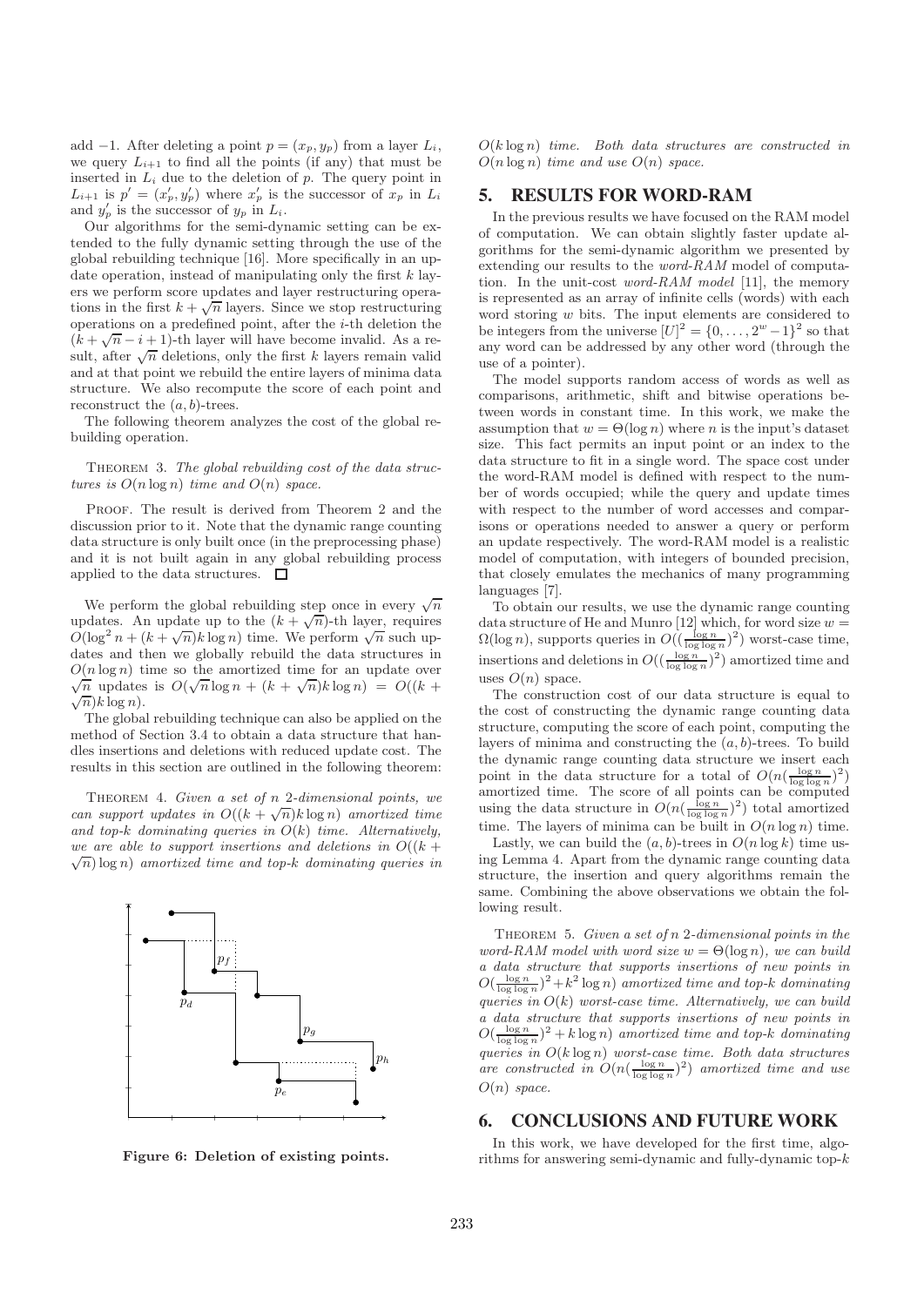add −1. After deleting a point $p = (x_p, y_p)$ from a layer $L_i$, we query $L_{i+1}$ to find all the points (if any) that must be inserted in $L_i$ due to the deletion of $p$. The query point in $L_{i+1}$ is $p' = (x'_p, y'_p)$ where $x'_p$ is the successor of $x_p$ in $L_i$ and $y'_p$ is the successor of $y_p$ in $L_i$.

Our algorithms for the semi-dynamic setting can be extended to the fully dynamic setting through the use of the global rebuilding technique [16]. More specifically in an update operation, instead of manipulating only the first $k$ layers we perform score updates and layer restructuring operations in the first $k + \sqrt{n}$ layers. Since we stop restructuring operations on a predefined point, after the $i$-th deletion the $(k + \sqrt{n} - i + 1)$-th layer will have become invalid. As a result, after $\sqrt{n}$ deletions, only the first $k$ layers remain valid and at that point we rebuild the entire layers of minima data structure. We also recompute the score of each point and reconstruct the $(a, b)$-trees.

The following theorem analyzes the cost of the global rebuilding operation.

Theorem 3. *The global rebuilding cost of the data structures is $O(n \log n)$ time and $O(n)$ space.*

Proof. The result is derived from Theorem 2 and the discussion prior to it. Note that the dynamic range counting data structure is only built once (in the preprocessing phase) and it is not built again in any global rebuilding process applied to the data structures. □

We perform the global rebuilding step once in every $\sqrt{n}$ updates. An update up to the $(k + \sqrt{n})$-th layer, requires $O(\log^2 n + (k + \sqrt{n})k \log n)$ time. We perform $\sqrt{n}$ such updates and then we globally rebuild the data structures in $O(n \log n)$ time so the amortized time for an update over $\sqrt{n}$ updates is $O(\sqrt{n} \log n + (k + \sqrt{n})k \log n) = O((k + \sqrt{n})k \log n)$.

The global rebuilding technique can also be applied on the method of Section 3.4 to obtain a data structure that handles insertions and deletions with reduced update cost. The results in this section are outlined in the following theorem:

Theorem 4. *Given a set of $n$ 2-dimensional points, we can support updates in $O((k + \sqrt{n})k \log n)$ amortized time and top-$k$ dominating queries in $O(k)$ time. Alternatively, we are able to support insertions and deletions in $O((k + \sqrt{n}) \log n)$ amortized time and top-$k$ dominating queries in $O(k \log n)$ time. Both data structures are constructed in $O(n \log n)$ time and use $O(n)$ space.*

**Figure 6: Deletion of existing points.**

## 5. RESULTS FOR WORD-RAM

In the previous results we have focused on the RAM model of computation. We can obtain slightly faster update algorithms for the semi-dynamic algorithm we presented by extending our results to the *word-RAM* model of computation. In the unit-cost *word-RAM model* [11], the memory is represented as an array of infinite cells (words) with each word storing $w$ bits. The input elements are considered to be integers from the universe $[U]^2 = \{0, \ldots, 2^w - 1\}^2$ so that any word can be addressed by any other word (through the use of a pointer).

The model supports random access of words as well as comparisons, arithmetic, shift and bitwise operations between words in constant time. In this work, we make the assumption that $w = \Theta(\log n)$ where $n$ is the input's dataset size. This fact permits an input point or an index to the data structure to fit in a single word. The space cost under the word-RAM model is defined with respect to the number of words occupied; while the query and update times with respect to the number of word accesses and comparisons or operations needed to answer a query or perform an update respectively. The word-RAM model is a realistic model of computation, with integers of bounded precision, that closely emulates the mechanics of many programming languages [7].

To obtain our results, we use the dynamic range counting data structure of He and Munro [12] which, for word size $w = \Omega(\log n)$, supports queries in $O((\frac{\log n}{\log \log n})^2)$ worst-case time, insertions and deletions in $O((\frac{\log n}{\log \log n})^2)$ amortized time and uses $O(n)$ space.

The construction cost of our data structure is equal to the cost of constructing the dynamic range counting data structure, computing the score of each point, computing the layers of minima and constructing the $(a, b)$-trees. To build the dynamic range counting data structure we insert each point in the data structure for a total of $O(n(\frac{\log n}{\log \log n})^2)$ amortized time. The score of all points can be computed using the data structure in $O(n(\frac{\log n}{\log \log n})^2)$ total amortized time. The layers of minima can be built in $O(n \log n)$ time.

Lastly, we can build the $(a, b)$-trees in $O(n \log k)$ time using Lemma 4. Apart from the dynamic range counting data structure, the insertion and query algorithms remain the same. Combining the above observations we obtain the following result.

Theorem 5. *Given a set of $n$ 2-dimensional points in the word-RAM model with word size $w = \Theta(\log n)$, we can build a data structure that supports insertions of new points in $O(\frac{\log n}{\log \log n})^2 + k^2 \log n)$ amortized time and top-$k$ dominating queries in $O(k)$ worst-case time. Alternatively, we can build a data structure that supports insertions of new points in $O(\frac{\log n}{\log \log n})^2 + k \log n)$ amortized time and top-$k$ dominating queries in $O(k \log n)$ worst-case time. Both data structures are constructed in $O(n(\frac{\log n}{\log \log n})^2)$ amortized time and use $O(n)$ space.*

## 6. CONCLUSIONS AND FUTURE WORK

In this work, we have developed for the first time, algorithms for answering semi-dynamic and fully-dynamic top-$k$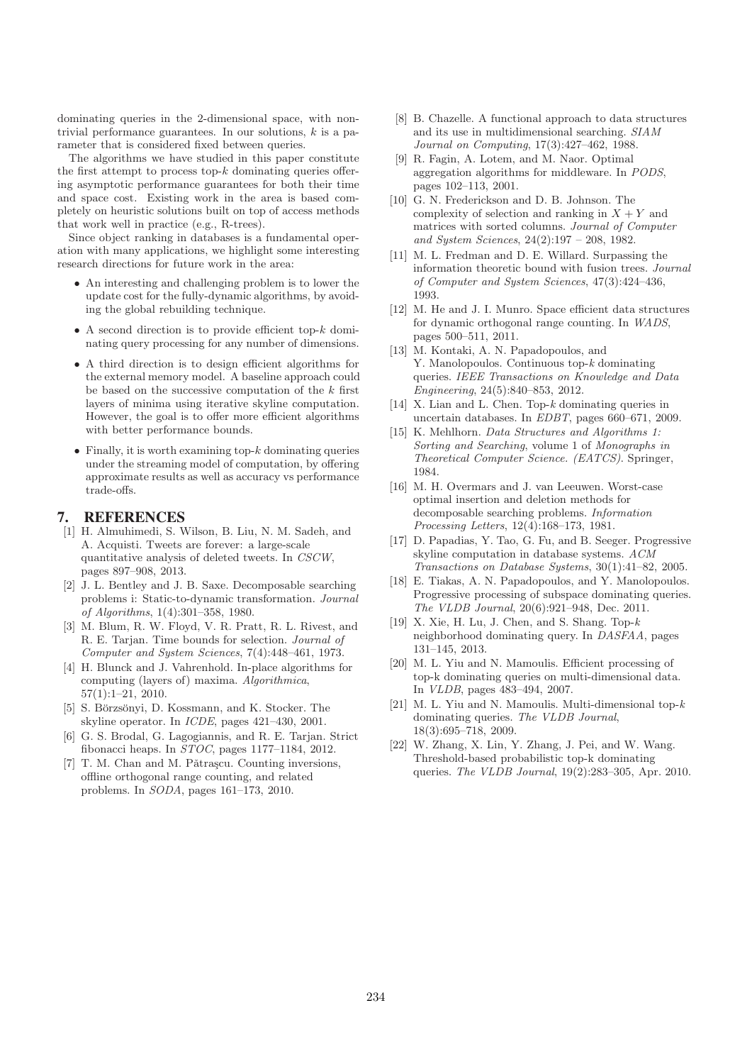dominating queries in the 2-dimensional space, with non-trivial performance guarantees. In our solutions, $k$ is a parameter that is considered fixed between queries.

The algorithms we have studied in this paper constitute the first attempt to process top-$k$ dominating queries offering asymptotic performance guarantees for both their time and space cost. Existing work in the area is based completely on heuristic solutions built on top of access methods that work well in practice (e.g., R-trees).

Since object ranking in databases is a fundamental operation with many applications, we highlight some interesting research directions for future work in the area:

- An interesting and challenging problem is to lower the update cost for the fully-dynamic algorithms, by avoiding the global rebuilding technique.
- A second direction is to provide efficient top-$k$ dominating query processing for any number of dimensions.
- A third direction is to design efficient algorithms for the external memory model. A baseline approach could be based on the successive computation of the $k$ first layers of minima using iterative skyline computation. However, the goal is to offer more efficient algorithms with better performance bounds.
- Finally, it is worth examining top-$k$ dominating queries under the streaming model of computation, by offering approximate results as well as accuracy vs performance trade-offs.

## 7. REFERENCES

[1] H. Almuhimedi, S. Wilson, B. Liu, N. M. Sadeh, and A. Acquisti. Tweets are forever: a large-scale quantitative analysis of deleted tweets. In *CSCW*, pages 897–908, 2013.

[2] J. L. Bentley and J. B. Saxe. Decomposable searching problems i: Static-to-dynamic transformation. *Journal of Algorithms*, 1(4):301–358, 1980.

[3] M. Blum, R. W. Floyd, V. R. Pratt, R. L. Rivest, and R. E. Tarjan. Time bounds for selection. *Journal of Computer and System Sciences*, 7(4):448–461, 1973.

[4] H. Blunck and J. Vahrenhold. In-place algorithms for computing (layers of) maxima. *Algorithmica*, 57(1):1–21, 2010.

[5] S. Börzsönyi, D. Kossmann, and K. Stocker. The skyline operator. In *ICDE*, pages 421–430, 2001.

[6] G. S. Brodal, G. Lagogiannis, and R. E. Tarjan. Strict fibonacci heaps. In *STOC*, pages 1177–1184, 2012.

[7] T. M. Chan and M. Pătraşcu. Counting inversions, offline orthogonal range counting, and related problems. In *SODA*, pages 161–173, 2010.

[8] B. Chazelle. A functional approach to data structures and its use in multidimensional searching. *SIAM Journal on Computing*, 17(3):427–462, 1988.

[9] R. Fagin, A. Lotem, and M. Naor. Optimal aggregation algorithms for middleware. In *PODS*, pages 102–113, 2001.

[10] G. N. Frederickson and D. B. Johnson. The complexity of selection and ranking in $X + Y$ and matrices with sorted columns. *Journal of Computer and System Sciences*, 24(2):197 – 208, 1982.

[11] M. L. Fredman and D. E. Willard. Surpassing the information theoretic bound with fusion trees. *Journal of Computer and System Sciences*, 47(3):424–436, 1993.

[12] M. He and J. I. Munro. Space efficient data structures for dynamic orthogonal range counting. In *WADS*, pages 500–511, 2011.

[13] M. Kontaki, A. N. Papadopoulos, and Y. Manolopoulos. Continuous top-$k$ dominating queries. *IEEE Transactions on Knowledge and Data Engineering*, 24(5):840–853, 2012.

[14] X. Lian and L. Chen. Top-$k$ dominating queries in uncertain databases. In *EDBT*, pages 660–671, 2009.

[15] K. Mehlhorn. *Data Structures and Algorithms 1: Sorting and Searching*, volume 1 of *Monographs in Theoretical Computer Science. (EATCS)*. Springer, 1984.

[16] M. H. Overmars and J. van Leeuwen. Worst-case optimal insertion and deletion methods for decomposable searching problems. *Information Processing Letters*, 12(4):168–173, 1981.

[17] D. Papadias, Y. Tao, G. Fu, and B. Seeger. Progressive skyline computation in database systems. *ACM Transactions on Database Systems*, 30(1):41–82, 2005.

[18] E. Tiakas, A. N. Papadopoulos, and Y. Manolopoulos. Progressive processing of subspace dominating queries. *The VLDB Journal*, 20(6):921–948, Dec. 2011.

[19] X. Xie, H. Lu, J. Chen, and S. Shang. Top-$k$ neighborhood dominating query. In *DASFAA*, pages 131–145, 2013.

[20] M. L. Yiu and N. Mamoulis. Efficient processing of top-k dominating queries on multi-dimensional data. In *VLDB*, pages 483–494, 2007.

[21] M. L. Yiu and N. Mamoulis. Multi-dimensional top-$k$ dominating queries. *The VLDB Journal*, 18(3):695–718, 2009.

[22] W. Zhang, X. Lin, Y. Zhang, J. Pei, and W. Wang. Threshold-based probabilistic top-k dominating queries. *The VLDB Journal*, 19(2):283–305, Apr. 2010.